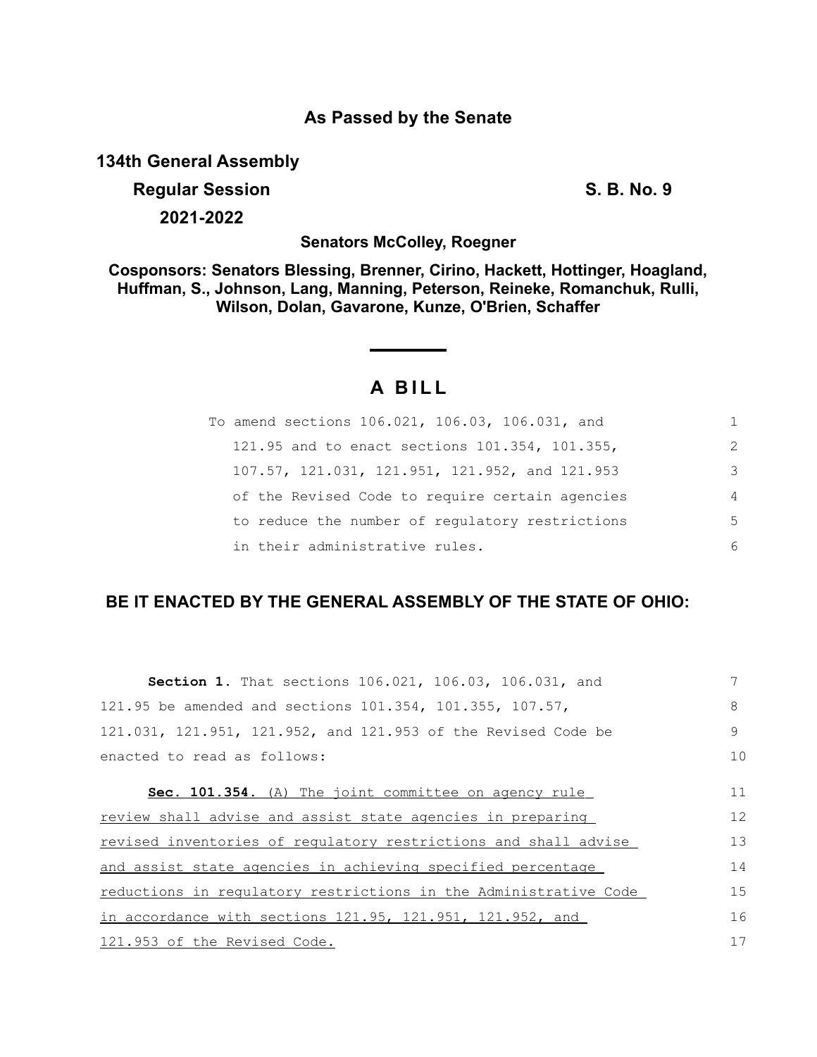## As Passed by the Senate

**134th General Assembly**

**Regular Session** **S. B. No. 9**

**2021-2022**

**Senators McColley, Roegner**

**Cosponsors: Senators Blessing, Brenner, Cirino, Hackett, Hottinger, Hoagland, Huffman, S., Johnson, Lang, Manning, Peterson, Reineke, Romanchuk, Rulli, Wilson, Dolan, Gavarone, Kunze, O'Brien, Schaffer**

# A BILL

To amend sections 106.021, 106.03, 106.031, and 121.95 and to enact sections 101.354, 101.355, 107.57, 121.031, 121.951, 121.952, and 121.953 of the Revised Code to require certain agencies to reduce the number of regulatory restrictions in their administrative rules.

**BE IT ENACTED BY THE GENERAL ASSEMBLY OF THE STATE OF OHIO:**

**Section 1.** That sections 106.021, 106.03, 106.031, and 121.95 be amended and sections 101.354, 101.355, 107.57, 121.031, 121.951, 121.952, and 121.953 of the Revised Code be enacted to read as follows:

**Sec. 101.354.** (A) The joint committee on agency rule review shall advise and assist state agencies in preparing revised inventories of regulatory restrictions and shall advise and assist state agencies in achieving specified percentage reductions in regulatory restrictions in the Administrative Code in accordance with sections 121.95, 121.951, 121.952, and 121.953 of the Revised Code.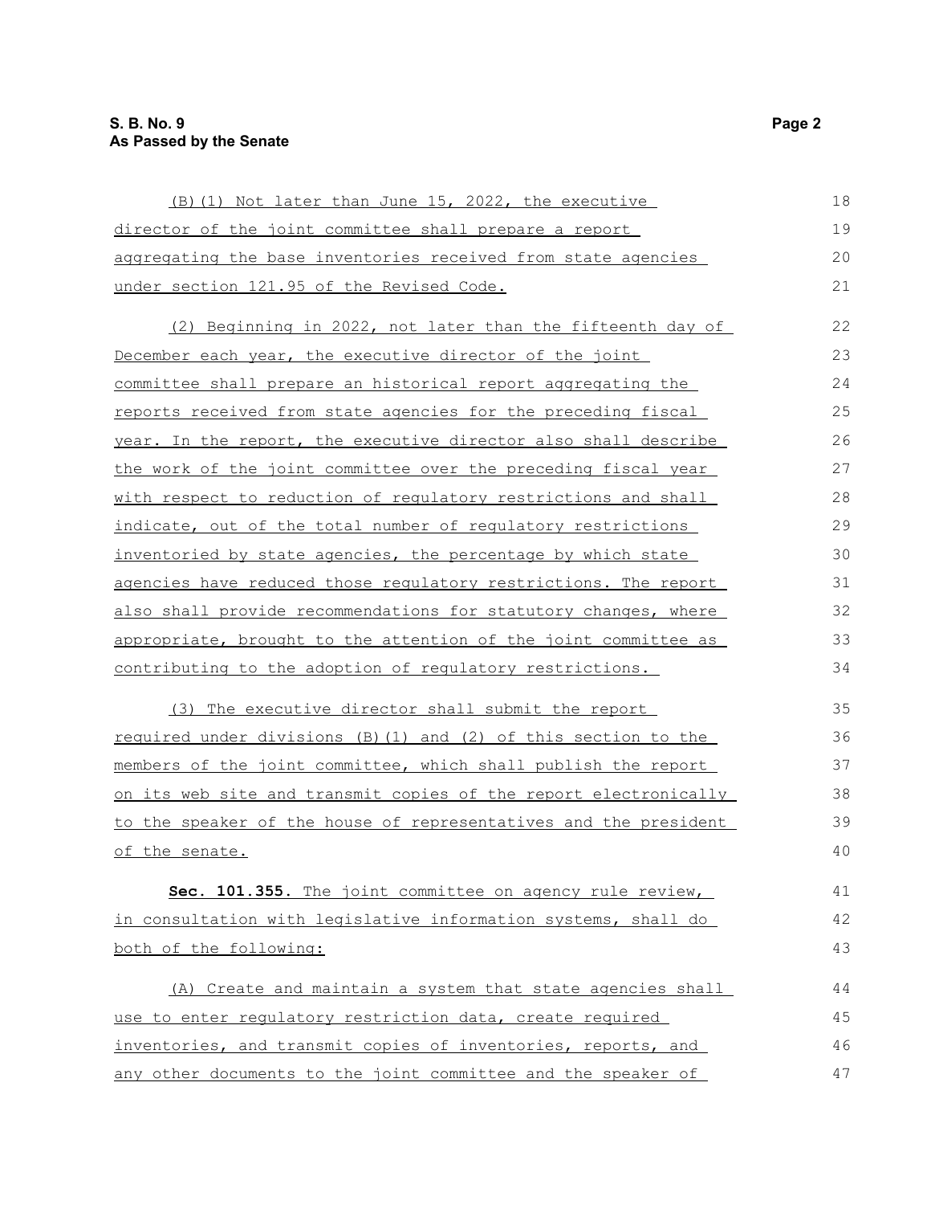(B)(1) Not later than June 15, 2022, the executive director of the joint committee shall prepare a report aggregating the base inventories received from state agencies under section 121.95 of the Revised Code.

(2) Beginning in 2022, not later than the fifteenth day of December each year, the executive director of the joint committee shall prepare an historical report aggregating the reports received from state agencies for the preceding fiscal year. In the report, the executive director also shall describe the work of the joint committee over the preceding fiscal year with respect to reduction of regulatory restrictions and shall indicate, out of the total number of regulatory restrictions inventoried by state agencies, the percentage by which state agencies have reduced those regulatory restrictions. The report also shall provide recommendations for statutory changes, where appropriate, brought to the attention of the joint committee as contributing to the adoption of regulatory restrictions.

(3) The executive director shall submit the report required under divisions (B)(1) and (2) of this section to the members of the joint committee, which shall publish the report on its web site and transmit copies of the report electronically to the speaker of the house of representatives and the president of the senate.

**Sec. 101.355.** The joint committee on agency rule review, in consultation with legislative information systems, shall do both of the following:

(A) Create and maintain a system that state agencies shall use to enter regulatory restriction data, create required inventories, and transmit copies of inventories, reports, and any other documents to the joint committee and the speaker of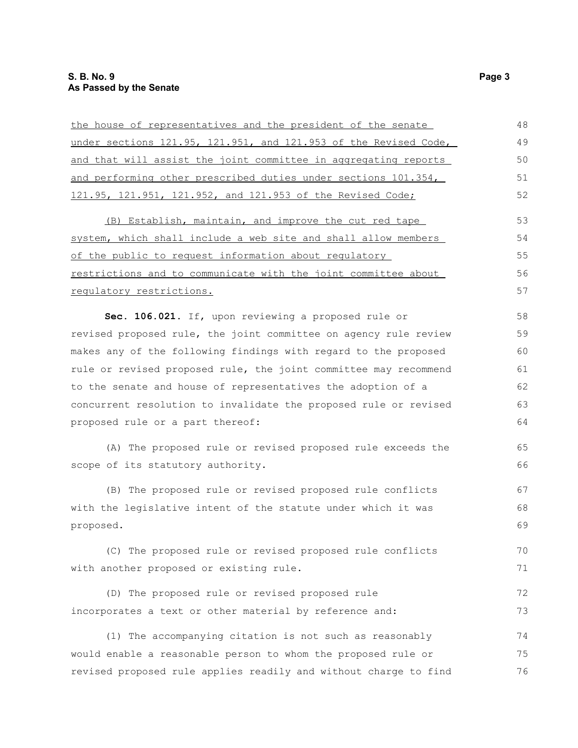the house of representatives and the president of the senate under sections 121.95, 121.951, and 121.953 of the Revised Code, and that will assist the joint committee in aggregating reports and performing other prescribed duties under sections 101.354, 121.95, 121.951, 121.952, and 121.953 of the Revised Code;

(B) Establish, maintain, and improve the cut red tape system, which shall include a web site and shall allow members of the public to request information about regulatory restrictions and to communicate with the joint committee about regulatory restrictions.

**Sec. 106.021.** If, upon reviewing a proposed rule or revised proposed rule, the joint committee on agency rule review makes any of the following findings with regard to the proposed rule or revised proposed rule, the joint committee may recommend to the senate and house of representatives the adoption of a concurrent resolution to invalidate the proposed rule or revised proposed rule or a part thereof:

(A) The proposed rule or revised proposed rule exceeds the scope of its statutory authority.

(B) The proposed rule or revised proposed rule conflicts with the legislative intent of the statute under which it was proposed.

(C) The proposed rule or revised proposed rule conflicts with another proposed or existing rule.

(D) The proposed rule or revised proposed rule incorporates a text or other material by reference and:

(1) The accompanying citation is not such as reasonably would enable a reasonable person to whom the proposed rule or revised proposed rule applies readily and without charge to find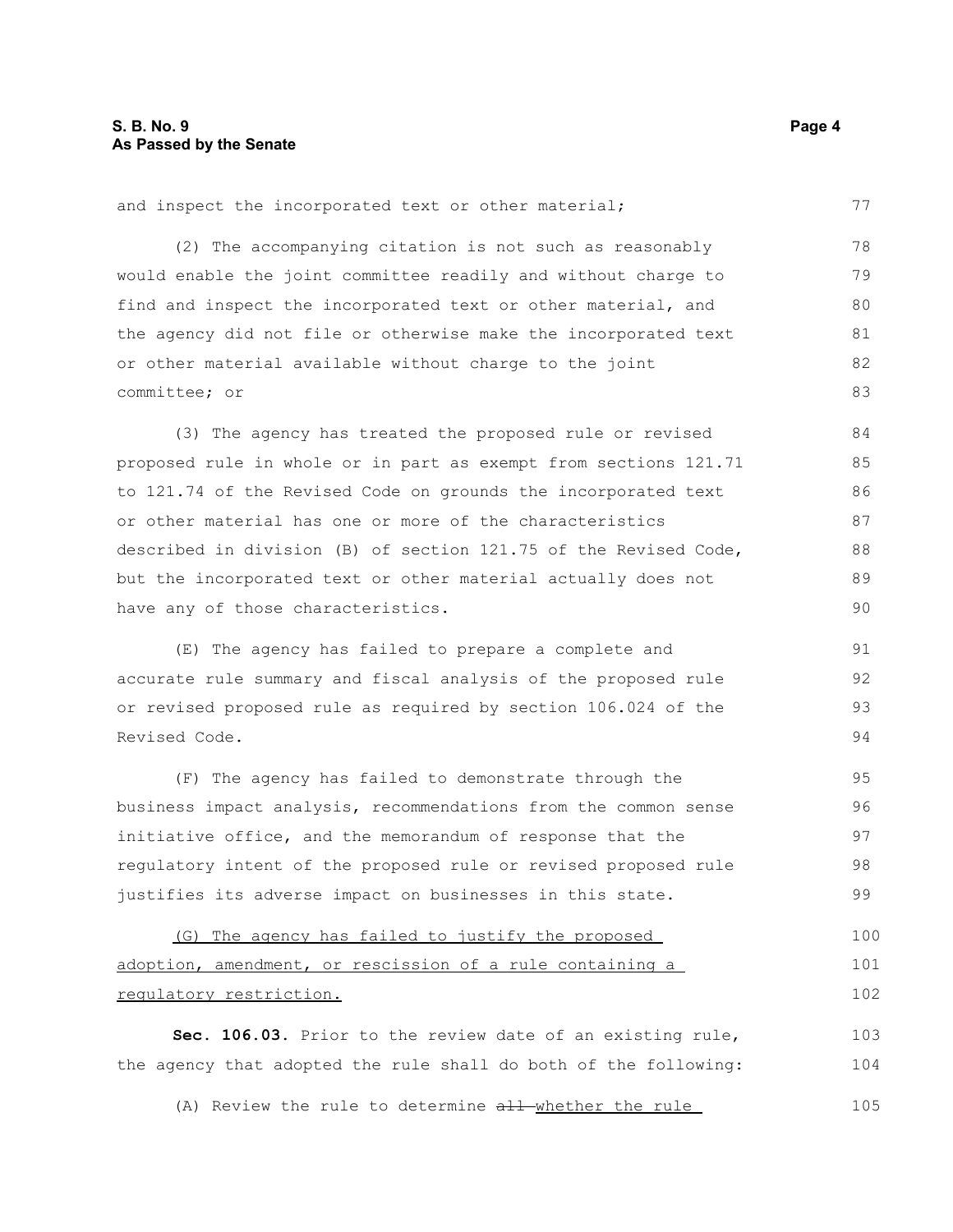and inspect the incorporated text or other material;

(2) The accompanying citation is not such as reasonably would enable the joint committee readily and without charge to find and inspect the incorporated text or other material, and the agency did not file or otherwise make the incorporated text or other material available without charge to the joint committee; or

(3) The agency has treated the proposed rule or revised proposed rule in whole or in part as exempt from sections 121.71 to 121.74 of the Revised Code on grounds the incorporated text or other material has one or more of the characteristics described in division (B) of section 121.75 of the Revised Code, but the incorporated text or other material actually does not have any of those characteristics.

(E) The agency has failed to prepare a complete and accurate rule summary and fiscal analysis of the proposed rule or revised proposed rule as required by section 106.024 of the Revised Code.

(F) The agency has failed to demonstrate through the business impact analysis, recommendations from the common sense initiative office, and the memorandum of response that the regulatory intent of the proposed rule or revised proposed rule justifies its adverse impact on businesses in this state.

<u>(G) The agency has failed to justify the proposed adoption, amendment, or rescission of a rule containing a regulatory restriction.</u>

**Sec. 106.03.** Prior to the review date of an existing rule, the agency that adopted the rule shall do both of the following:

(A) Review the rule to determine ~~all~~ <u>whether the rule</u>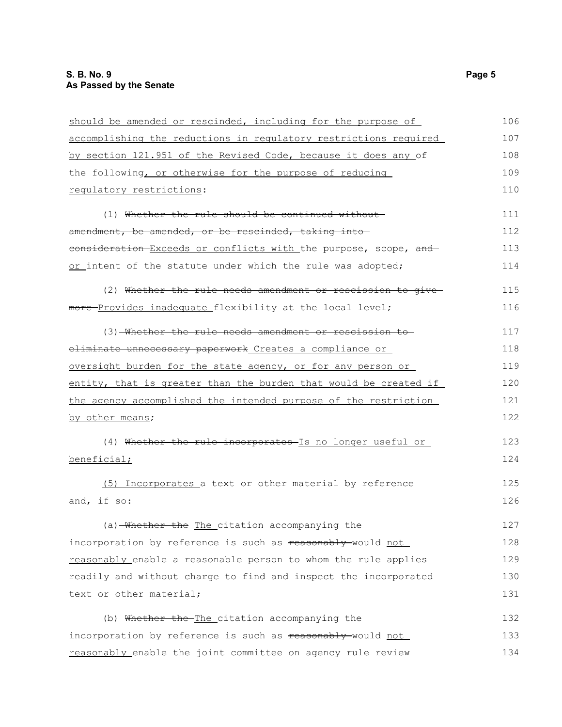should be amended or rescinded, including for the purpose of accomplishing the reductions in regulatory restrictions required by section 121.951 of the Revised Code, because it does any of the following, or otherwise for the purpose of reducing regulatory restrictions:

(1) ~~Whether the rule should be continued without amendment, be amended, or be rescinded, taking into consideration~~ Exceeds or conflicts with the purpose, scope, ~~and~~ or intent of the statute under which the rule was adopted;

(2) ~~Whether the rule needs amendment or rescission to give more~~ Provides inadequate flexibility at the local level;

(3) ~~Whether the rule needs amendment or rescission to eliminate unnecessary paperwork~~ Creates a compliance or oversight burden for the state agency, or for any person or entity, that is greater than the burden that would be created if the agency accomplished the intended purpose of the restriction by other means;

(4) ~~Whether the rule incorporates~~ Is no longer useful or beneficial;

(5) Incorporates a text or other material by reference and, if so:

(a) ~~Whether the~~ The citation accompanying the incorporation by reference is such as ~~reasonably~~ would not reasonably enable a reasonable person to whom the rule applies readily and without charge to find and inspect the incorporated text or other material;

(b) ~~Whether the~~ The citation accompanying the incorporation by reference is such as ~~reasonably~~ would not reasonably enable the joint committee on agency rule review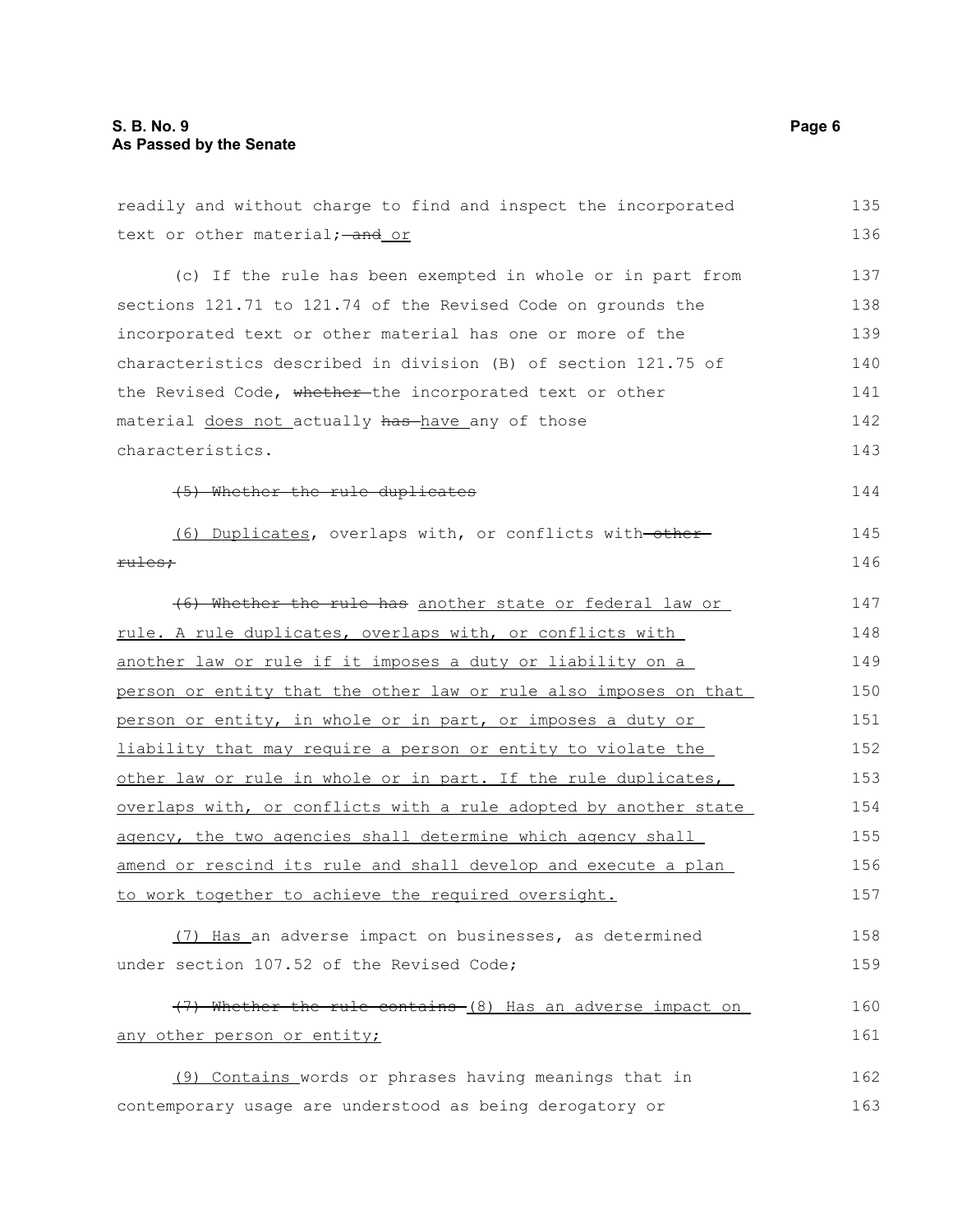readily and without charge to find and inspect the incorporated text or other material; ~~and~~ or

(c) If the rule has been exempted in whole or in part from sections 121.71 to 121.74 of the Revised Code on grounds the incorporated text or other material has one or more of the characteristics described in division (B) of section 121.75 of the Revised Code, ~~whether~~ the incorporated text or other material does not actually ~~has~~ have any of those characteristics.

~~(5) Whether the rule duplicates~~

(6) Duplicates, overlaps with, or conflicts with ~~other rules;~~

~~(6) Whether the rule has~~ another state or federal law or rule. A rule duplicates, overlaps with, or conflicts with another law or rule if it imposes a duty or liability on a person or entity that the other law or rule also imposes on that person or entity, in whole or in part, or imposes a duty or liability that may require a person or entity to violate the other law or rule in whole or in part. If the rule duplicates, overlaps with, or conflicts with a rule adopted by another state agency, the two agencies shall determine which agency shall amend or rescind its rule and shall develop and execute a plan to work together to achieve the required oversight.

(7) Has an adverse impact on businesses, as determined under section 107.52 of the Revised Code;

~~(7) Whether the rule contains~~ (8) Has an adverse impact on any other person or entity;

(9) Contains words or phrases having meanings that in contemporary usage are understood as being derogatory or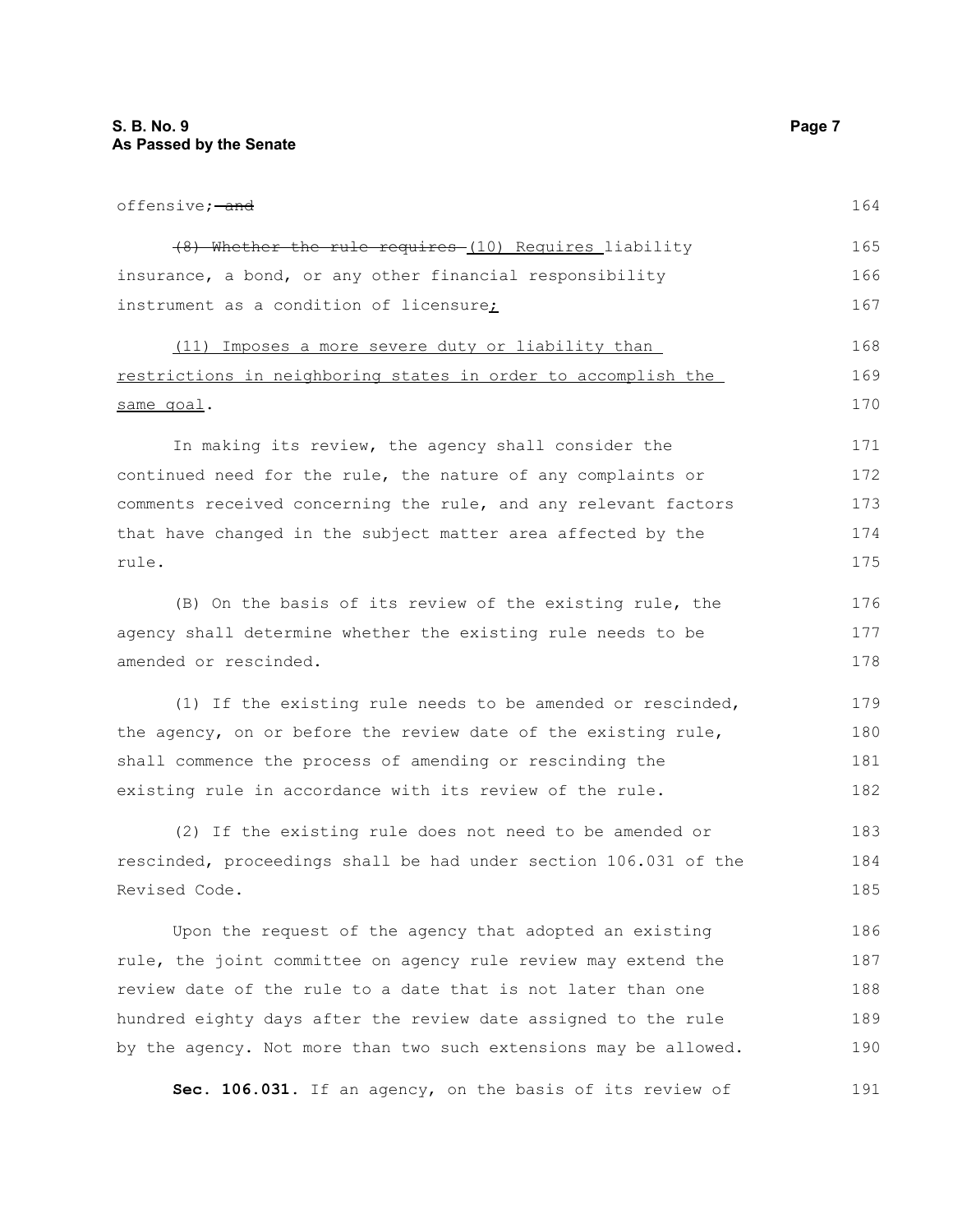offensive; ~~and~~

~~(8) Whether the rule requires~~ (10) Requires liability insurance, a bond, or any other financial responsibility instrument as a condition of licensure;

(11) Imposes a more severe duty or liability than restrictions in neighboring states in order to accomplish the same goal.

In making its review, the agency shall consider the continued need for the rule, the nature of any complaints or comments received concerning the rule, and any relevant factors that have changed in the subject matter area affected by the rule.

(B) On the basis of its review of the existing rule, the agency shall determine whether the existing rule needs to be amended or rescinded.

(1) If the existing rule needs to be amended or rescinded, the agency, on or before the review date of the existing rule, shall commence the process of amending or rescinding the existing rule in accordance with its review of the rule.

(2) If the existing rule does not need to be amended or rescinded, proceedings shall be had under section 106.031 of the Revised Code.

Upon the request of the agency that adopted an existing rule, the joint committee on agency rule review may extend the review date of the rule to a date that is not later than one hundred eighty days after the review date assigned to the rule by the agency. Not more than two such extensions may be allowed.

**Sec. 106.031.** If an agency, on the basis of its review of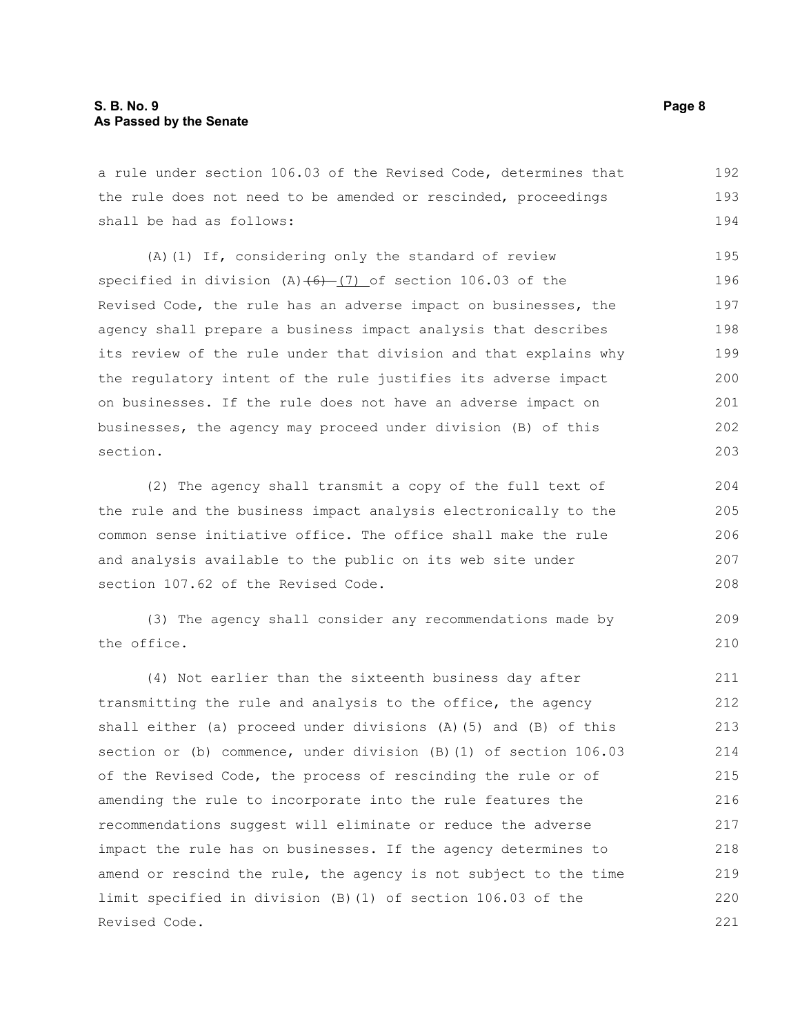a rule under section 106.03 of the Revised Code, determines that the rule does not need to be amended or rescinded, proceedings shall be had as follows:

(A)(1) If, considering only the standard of review specified in division (A)~~(6)~~ (7) of section 106.03 of the Revised Code, the rule has an adverse impact on businesses, the agency shall prepare a business impact analysis that describes its review of the rule under that division and that explains why the regulatory intent of the rule justifies its adverse impact on businesses. If the rule does not have an adverse impact on businesses, the agency may proceed under division (B) of this section.

(2) The agency shall transmit a copy of the full text of the rule and the business impact analysis electronically to the common sense initiative office. The office shall make the rule and analysis available to the public on its web site under section 107.62 of the Revised Code.

(3) The agency shall consider any recommendations made by the office.

(4) Not earlier than the sixteenth business day after transmitting the rule and analysis to the office, the agency shall either (a) proceed under divisions (A)(5) and (B) of this section or (b) commence, under division (B)(1) of section 106.03 of the Revised Code, the process of rescinding the rule or of amending the rule to incorporate into the rule features the recommendations suggest will eliminate or reduce the adverse impact the rule has on businesses. If the agency determines to amend or rescind the rule, the agency is not subject to the time limit specified in division (B)(1) of section 106.03 of the Revised Code.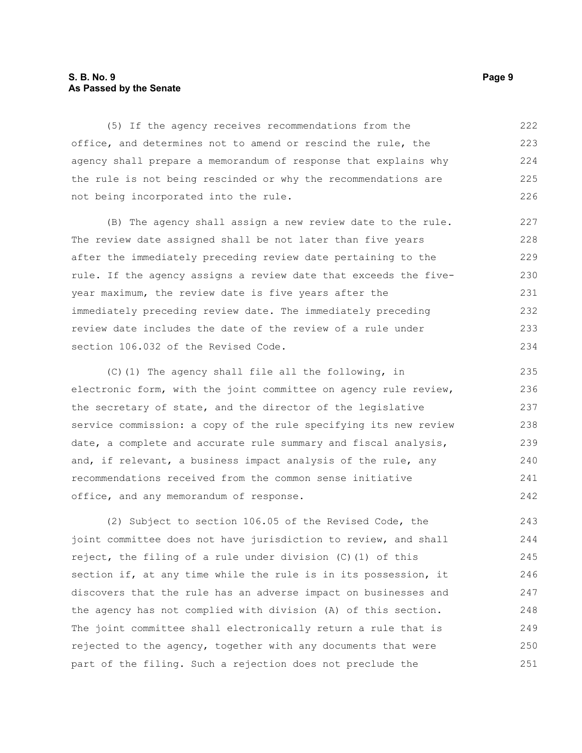(5) If the agency receives recommendations from the office, and determines not to amend or rescind the rule, the agency shall prepare a memorandum of response that explains why the rule is not being rescinded or why the recommendations are not being incorporated into the rule.

(B) The agency shall assign a new review date to the rule. The review date assigned shall be not later than five years after the immediately preceding review date pertaining to the rule. If the agency assigns a review date that exceeds the five-year maximum, the review date is five years after the immediately preceding review date. The immediately preceding review date includes the date of the review of a rule under section 106.032 of the Revised Code.

(C)(1) The agency shall file all the following, in electronic form, with the joint committee on agency rule review, the secretary of state, and the director of the legislative service commission: a copy of the rule specifying its new review date, a complete and accurate rule summary and fiscal analysis, and, if relevant, a business impact analysis of the rule, any recommendations received from the common sense initiative office, and any memorandum of response.

(2) Subject to section 106.05 of the Revised Code, the joint committee does not have jurisdiction to review, and shall reject, the filing of a rule under division (C)(1) of this section if, at any time while the rule is in its possession, it discovers that the rule has an adverse impact on businesses and the agency has not complied with division (A) of this section. The joint committee shall electronically return a rule that is rejected to the agency, together with any documents that were part of the filing. Such a rejection does not preclude the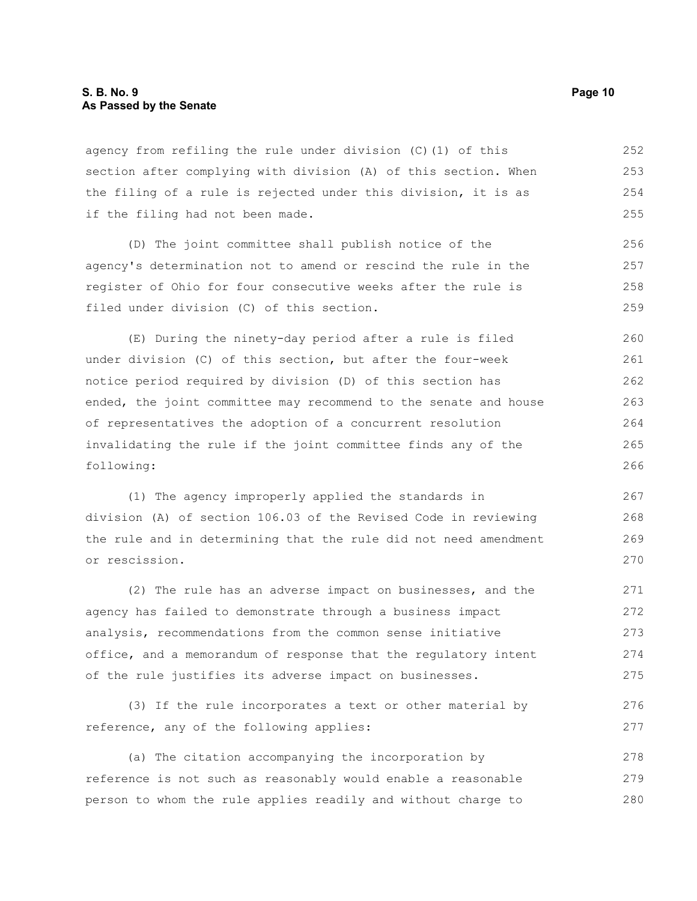agency from refiling the rule under division (C)(1) of this section after complying with division (A) of this section. When the filing of a rule is rejected under this division, it is as if the filing had not been made.

(D) The joint committee shall publish notice of the agency's determination not to amend or rescind the rule in the register of Ohio for four consecutive weeks after the rule is filed under division (C) of this section.

(E) During the ninety-day period after a rule is filed under division (C) of this section, but after the four-week notice period required by division (D) of this section has ended, the joint committee may recommend to the senate and house of representatives the adoption of a concurrent resolution invalidating the rule if the joint committee finds any of the following:

(1) The agency improperly applied the standards in division (A) of section 106.03 of the Revised Code in reviewing the rule and in determining that the rule did not need amendment or rescission.

(2) The rule has an adverse impact on businesses, and the agency has failed to demonstrate through a business impact analysis, recommendations from the common sense initiative office, and a memorandum of response that the regulatory intent of the rule justifies its adverse impact on businesses.

(3) If the rule incorporates a text or other material by reference, any of the following applies:

(a) The citation accompanying the incorporation by reference is not such as reasonably would enable a reasonable person to whom the rule applies readily and without charge to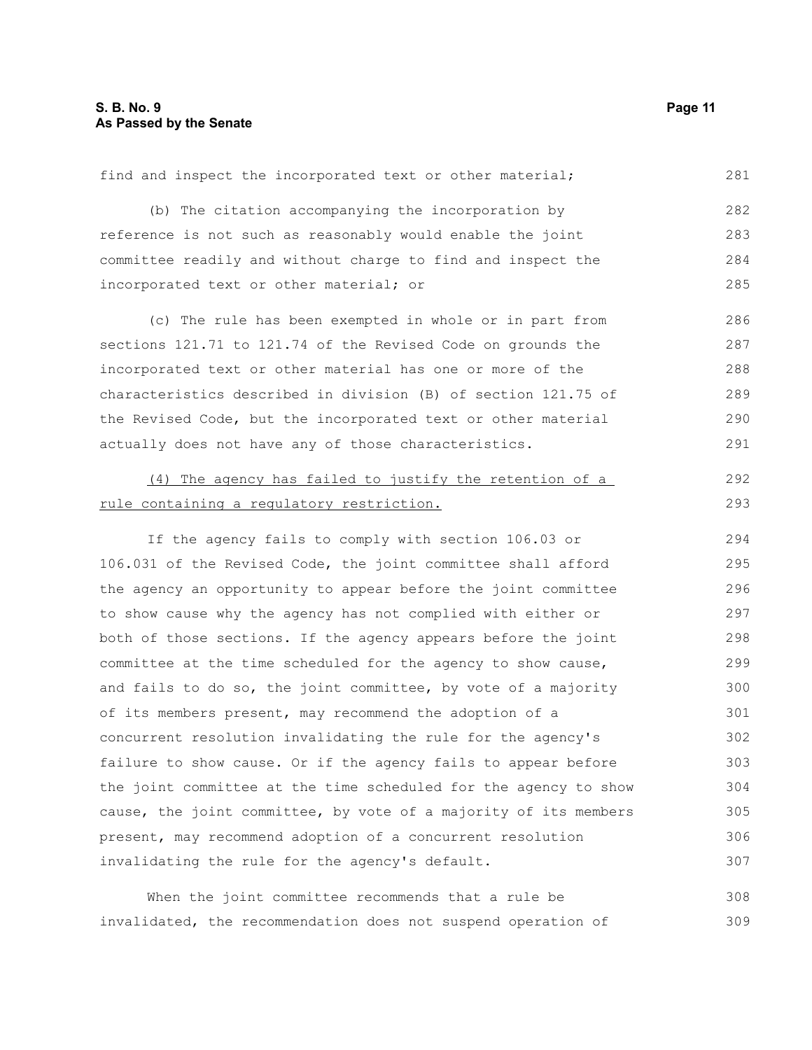find and inspect the incorporated text or other material;

(b) The citation accompanying the incorporation by reference is not such as reasonably would enable the joint committee readily and without charge to find and inspect the incorporated text or other material; or

(c) The rule has been exempted in whole or in part from sections 121.71 to 121.74 of the Revised Code on grounds the incorporated text or other material has one or more of the characteristics described in division (B) of section 121.75 of the Revised Code, but the incorporated text or other material actually does not have any of those characteristics.

<u>(4) The agency has failed to justify the retention of a rule containing a regulatory restriction.</u>

If the agency fails to comply with section 106.03 or 106.031 of the Revised Code, the joint committee shall afford the agency an opportunity to appear before the joint committee to show cause why the agency has not complied with either or both of those sections. If the agency appears before the joint committee at the time scheduled for the agency to show cause, and fails to do so, the joint committee, by vote of a majority of its members present, may recommend the adoption of a concurrent resolution invalidating the rule for the agency's failure to show cause. Or if the agency fails to appear before the joint committee at the time scheduled for the agency to show cause, the joint committee, by vote of a majority of its members present, may recommend adoption of a concurrent resolution invalidating the rule for the agency's default.

When the joint committee recommends that a rule be invalidated, the recommendation does not suspend operation of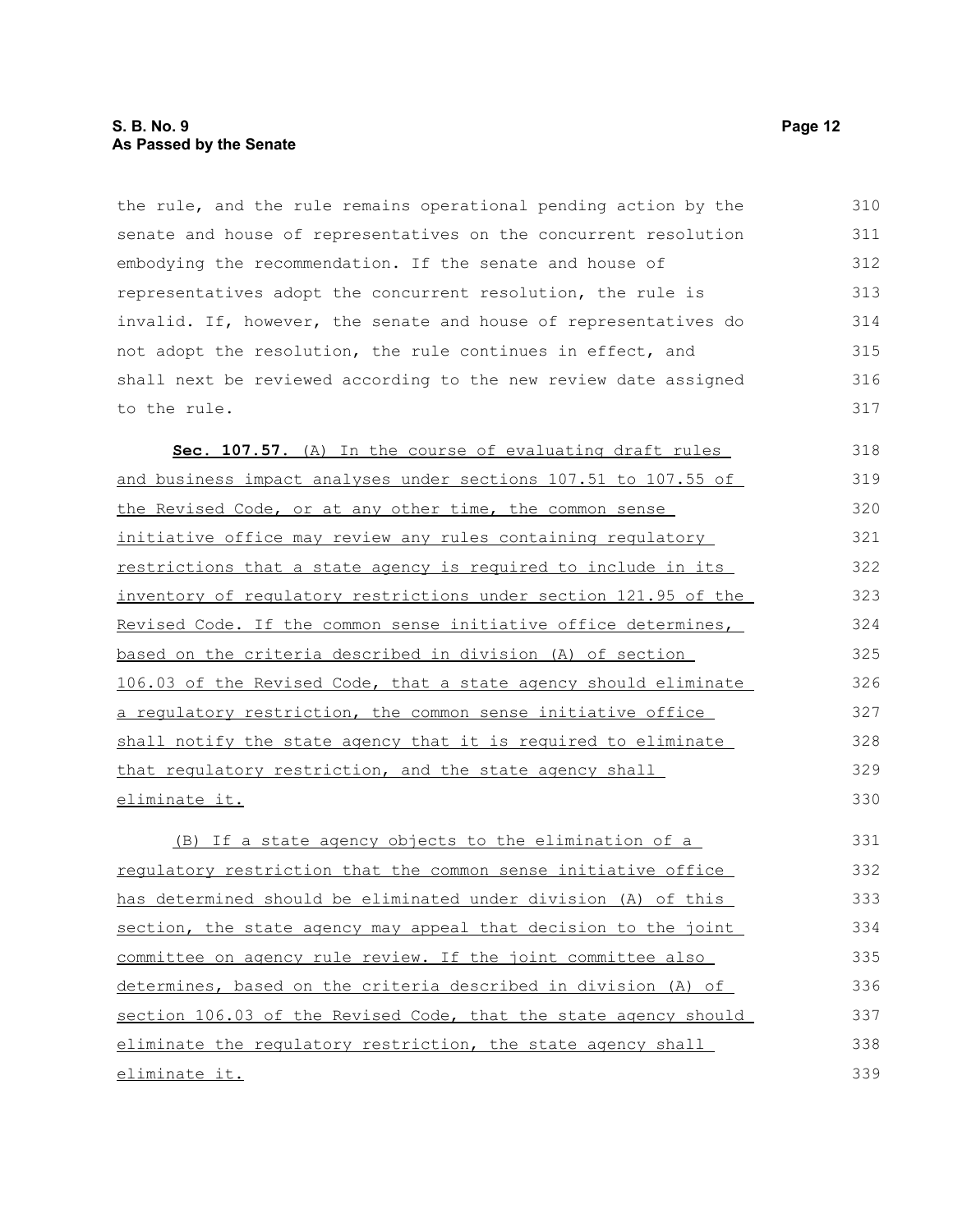the rule, and the rule remains operational pending action by the senate and house of representatives on the concurrent resolution embodying the recommendation. If the senate and house of representatives adopt the concurrent resolution, the rule is invalid. If, however, the senate and house of representatives do not adopt the resolution, the rule continues in effect, and shall next be reviewed according to the new review date assigned to the rule.

**Sec. 107.57.** (A) In the course of evaluating draft rules and business impact analyses under sections 107.51 to 107.55 of the Revised Code, or at any other time, the common sense initiative office may review any rules containing regulatory restrictions that a state agency is required to include in its inventory of regulatory restrictions under section 121.95 of the Revised Code. If the common sense initiative office determines, based on the criteria described in division (A) of section 106.03 of the Revised Code, that a state agency should eliminate a regulatory restriction, the common sense initiative office shall notify the state agency that it is required to eliminate that regulatory restriction, and the state agency shall eliminate it.

(B) If a state agency objects to the elimination of a regulatory restriction that the common sense initiative office has determined should be eliminated under division (A) of this section, the state agency may appeal that decision to the joint committee on agency rule review. If the joint committee also determines, based on the criteria described in division (A) of section 106.03 of the Revised Code, that the state agency should eliminate the regulatory restriction, the state agency shall eliminate it.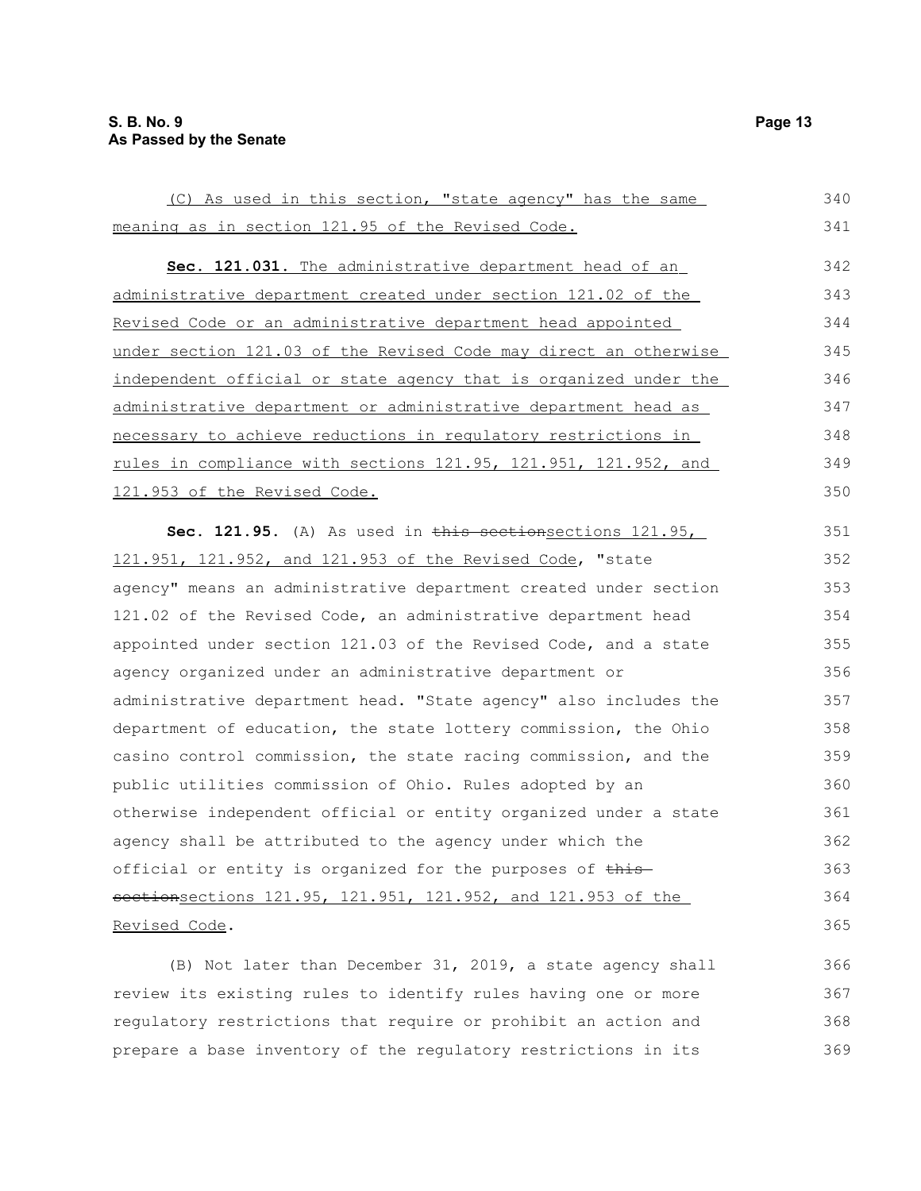(C) As used in this section, "state agency" has the same meaning as in section 121.95 of the Revised Code.

**Sec. 121.031.** The administrative department head of an administrative department created under section 121.02 of the Revised Code or an administrative department head appointed under section 121.03 of the Revised Code may direct an otherwise independent official or state agency that is organized under the administrative department or administrative department head as necessary to achieve reductions in regulatory restrictions in rules in compliance with sections 121.95, 121.951, 121.952, and 121.953 of the Revised Code.

**Sec. 121.95.** (A) As used in ~~this section~~sections 121.95, 121.951, 121.952, and 121.953 of the Revised Code, "state agency" means an administrative department created under section 121.02 of the Revised Code, an administrative department head appointed under section 121.03 of the Revised Code, and a state agency organized under an administrative department or administrative department head. "State agency" also includes the department of education, the state lottery commission, the Ohio casino control commission, the state racing commission, and the public utilities commission of Ohio. Rules adopted by an otherwise independent official or entity organized under a state agency shall be attributed to the agency under which the official or entity is organized for the purposes of ~~this section~~sections 121.95, 121.951, 121.952, and 121.953 of the Revised Code.

(B) Not later than December 31, 2019, a state agency shall review its existing rules to identify rules having one or more regulatory restrictions that require or prohibit an action and prepare a base inventory of the regulatory restrictions in its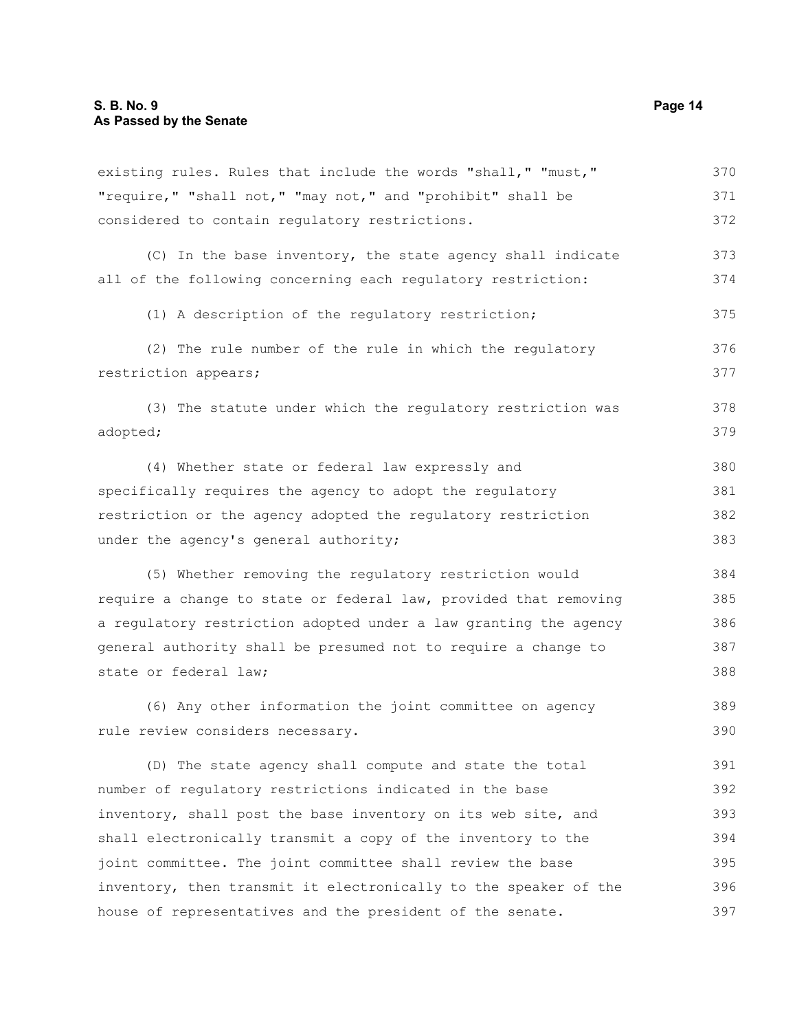existing rules. Rules that include the words "shall," "must," "require," "shall not," "may not," and "prohibit" shall be considered to contain regulatory restrictions.

(C) In the base inventory, the state agency shall indicate all of the following concerning each regulatory restriction:

(1) A description of the regulatory restriction;

(2) The rule number of the rule in which the regulatory restriction appears;

(3) The statute under which the regulatory restriction was adopted;

(4) Whether state or federal law expressly and specifically requires the agency to adopt the regulatory restriction or the agency adopted the regulatory restriction under the agency's general authority;

(5) Whether removing the regulatory restriction would require a change to state or federal law, provided that removing a regulatory restriction adopted under a law granting the agency general authority shall be presumed not to require a change to state or federal law;

(6) Any other information the joint committee on agency rule review considers necessary.

(D) The state agency shall compute and state the total number of regulatory restrictions indicated in the base inventory, shall post the base inventory on its web site, and shall electronically transmit a copy of the inventory to the joint committee. The joint committee shall review the base inventory, then transmit it electronically to the speaker of the house of representatives and the president of the senate.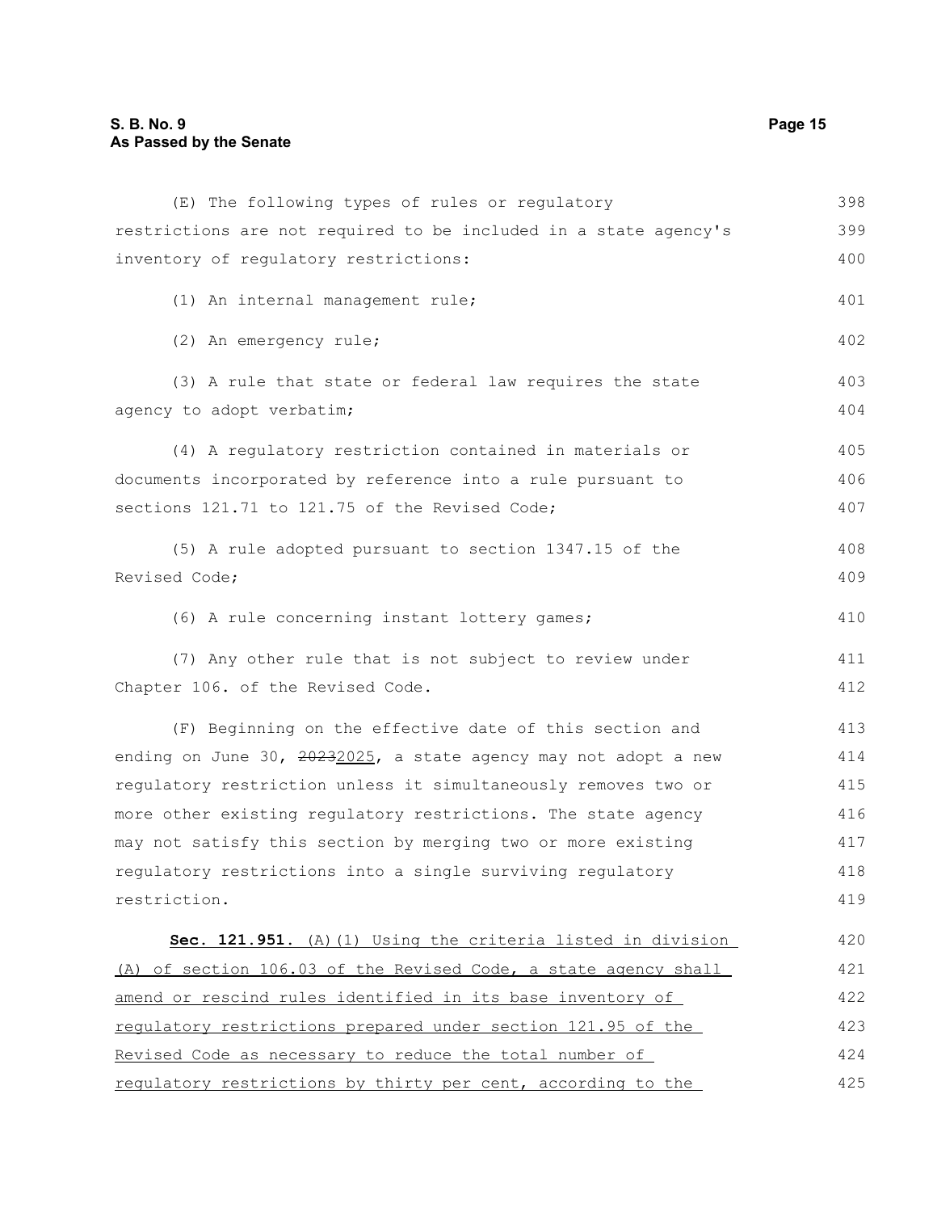(E) The following types of rules or regulatory restrictions are not required to be included in a state agency's inventory of regulatory restrictions:

(1) An internal management rule;

(2) An emergency rule;

(3) A rule that state or federal law requires the state agency to adopt verbatim;

(4) A regulatory restriction contained in materials or documents incorporated by reference into a rule pursuant to sections 121.71 to 121.75 of the Revised Code;

(5) A rule adopted pursuant to section 1347.15 of the Revised Code;

(6) A rule concerning instant lottery games;

(7) Any other rule that is not subject to review under Chapter 106. of the Revised Code.

(F) Beginning on the effective date of this section and ending on June 30, ~~2023~~2025, a state agency may not adopt a new regulatory restriction unless it simultaneously removes two or more other existing regulatory restrictions. The state agency may not satisfy this section by merging two or more existing regulatory restrictions into a single surviving regulatory restriction.

**Sec. 121.951.** (A)(1) Using the criteria listed in division (A) of section 106.03 of the Revised Code, a state agency shall amend or rescind rules identified in its base inventory of regulatory restrictions prepared under section 121.95 of the Revised Code as necessary to reduce the total number of regulatory restrictions by thirty per cent, according to the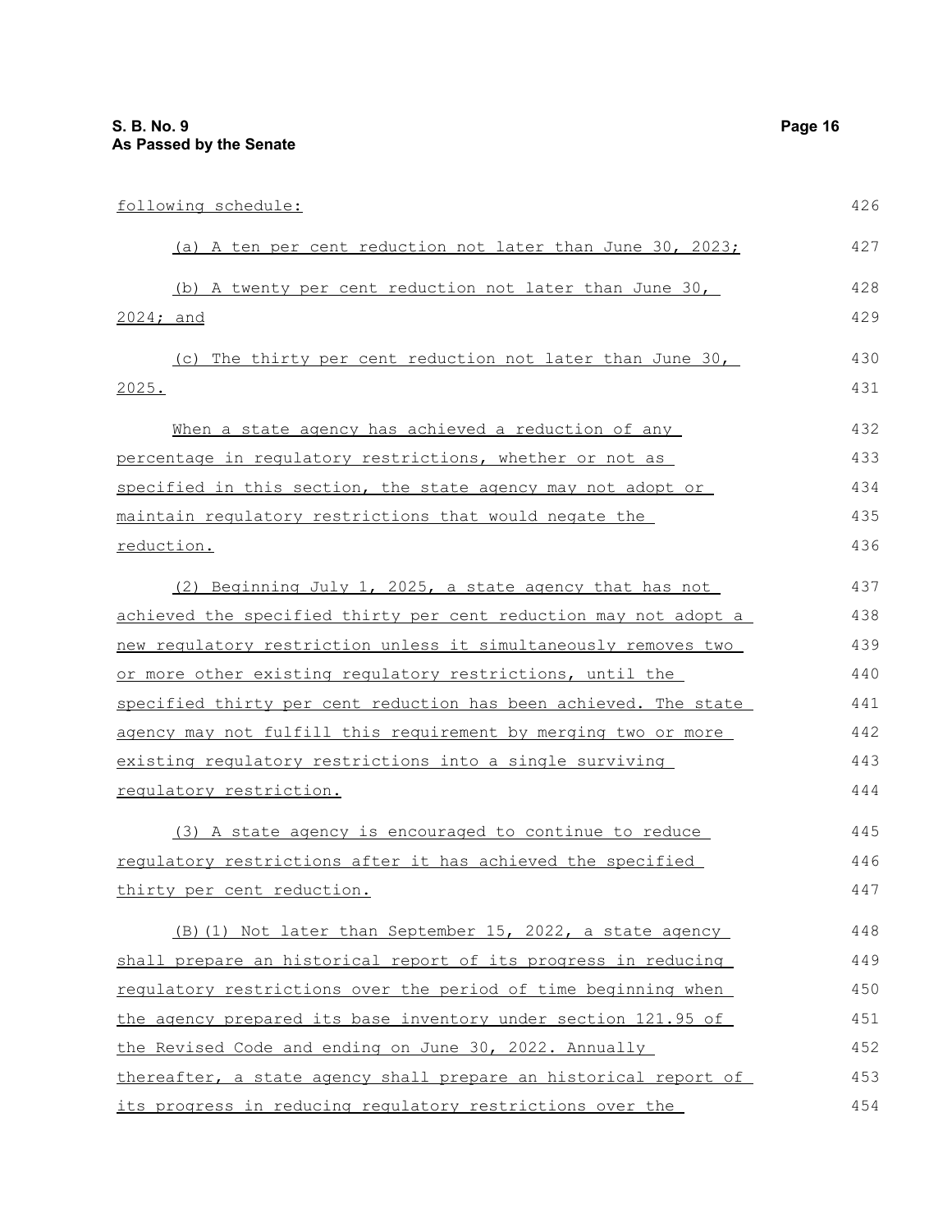following schedule:

(a) A ten per cent reduction not later than June 30, 2023;

(b) A twenty per cent reduction not later than June 30, 2024; and

(c) The thirty per cent reduction not later than June 30, 2025.

When a state agency has achieved a reduction of any percentage in regulatory restrictions, whether or not as specified in this section, the state agency may not adopt or maintain regulatory restrictions that would negate the reduction.

(2) Beginning July 1, 2025, a state agency that has not achieved the specified thirty per cent reduction may not adopt a new regulatory restriction unless it simultaneously removes two or more other existing regulatory restrictions, until the specified thirty per cent reduction has been achieved. The state agency may not fulfill this requirement by merging two or more existing regulatory restrictions into a single surviving regulatory restriction.

(3) A state agency is encouraged to continue to reduce regulatory restrictions after it has achieved the specified thirty per cent reduction.

(B)(1) Not later than September 15, 2022, a state agency shall prepare an historical report of its progress in reducing regulatory restrictions over the period of time beginning when the agency prepared its base inventory under section 121.95 of the Revised Code and ending on June 30, 2022. Annually thereafter, a state agency shall prepare an historical report of its progress in reducing regulatory restrictions over the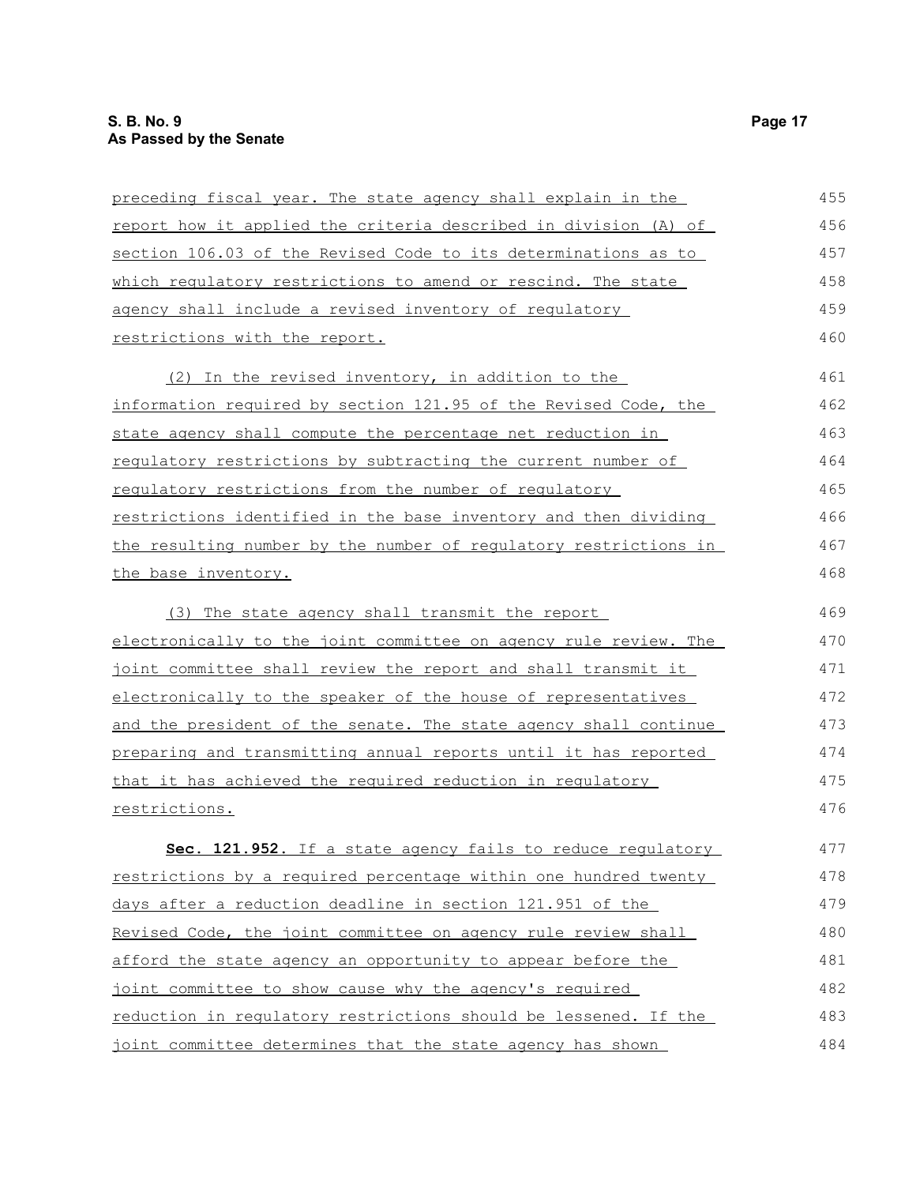preceding fiscal year. The state agency shall explain in the report how it applied the criteria described in division (A) of section 106.03 of the Revised Code to its determinations as to which regulatory restrictions to amend or rescind. The state agency shall include a revised inventory of regulatory restrictions with the report.

(2) In the revised inventory, in addition to the information required by section 121.95 of the Revised Code, the state agency shall compute the percentage net reduction in regulatory restrictions by subtracting the current number of regulatory restrictions from the number of regulatory restrictions identified in the base inventory and then dividing the resulting number by the number of regulatory restrictions in the base inventory.

(3) The state agency shall transmit the report electronically to the joint committee on agency rule review. The joint committee shall review the report and shall transmit it electronically to the speaker of the house of representatives and the president of the senate. The state agency shall continue preparing and transmitting annual reports until it has reported that it has achieved the required reduction in regulatory restrictions.

**Sec. 121.952.** If a state agency fails to reduce regulatory restrictions by a required percentage within one hundred twenty days after a reduction deadline in section 121.951 of the Revised Code, the joint committee on agency rule review shall afford the state agency an opportunity to appear before the joint committee to show cause why the agency's required reduction in regulatory restrictions should be lessened. If the joint committee determines that the state agency has shown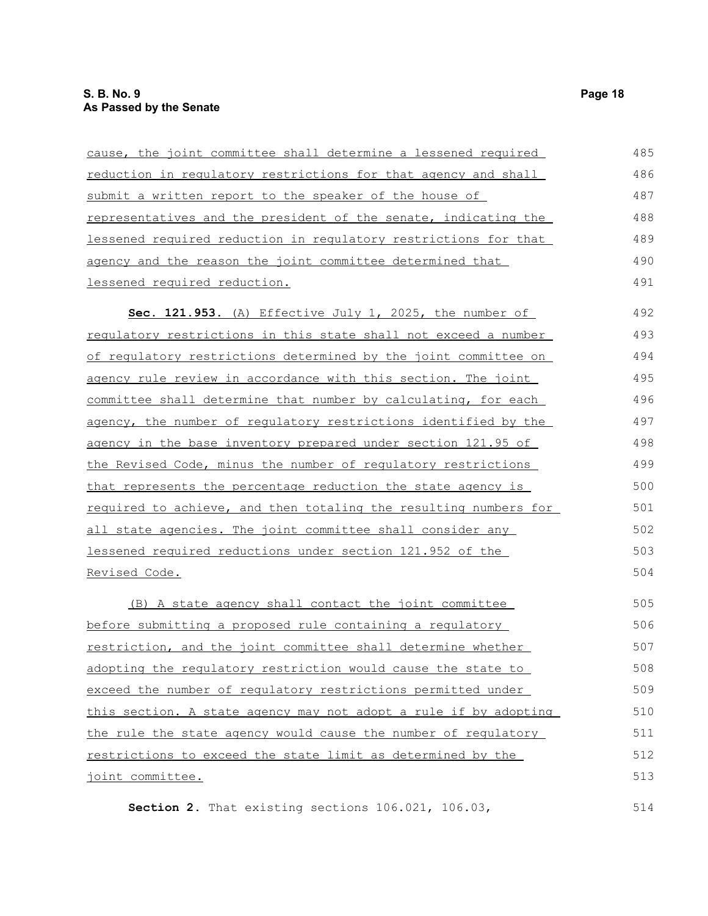cause, the joint committee shall determine a lessened required reduction in regulatory restrictions for that agency and shall submit a written report to the speaker of the house of representatives and the president of the senate, indicating the lessened required reduction in regulatory restrictions for that agency and the reason the joint committee determined that lessened required reduction.

**Sec. 121.953.** (A) Effective July 1, 2025, the number of regulatory restrictions in this state shall not exceed a number of regulatory restrictions determined by the joint committee on agency rule review in accordance with this section. The joint committee shall determine that number by calculating, for each agency, the number of regulatory restrictions identified by the agency in the base inventory prepared under section 121.95 of the Revised Code, minus the number of regulatory restrictions that represents the percentage reduction the state agency is required to achieve, and then totaling the resulting numbers for all state agencies. The joint committee shall consider any lessened required reductions under section 121.952 of the Revised Code.

(B) A state agency shall contact the joint committee before submitting a proposed rule containing a regulatory restriction, and the joint committee shall determine whether adopting the regulatory restriction would cause the state to exceed the number of regulatory restrictions permitted under this section. A state agency may not adopt a rule if by adopting the rule the state agency would cause the number of regulatory restrictions to exceed the state limit as determined by the joint committee.

**Section 2.** That existing sections 106.021, 106.03,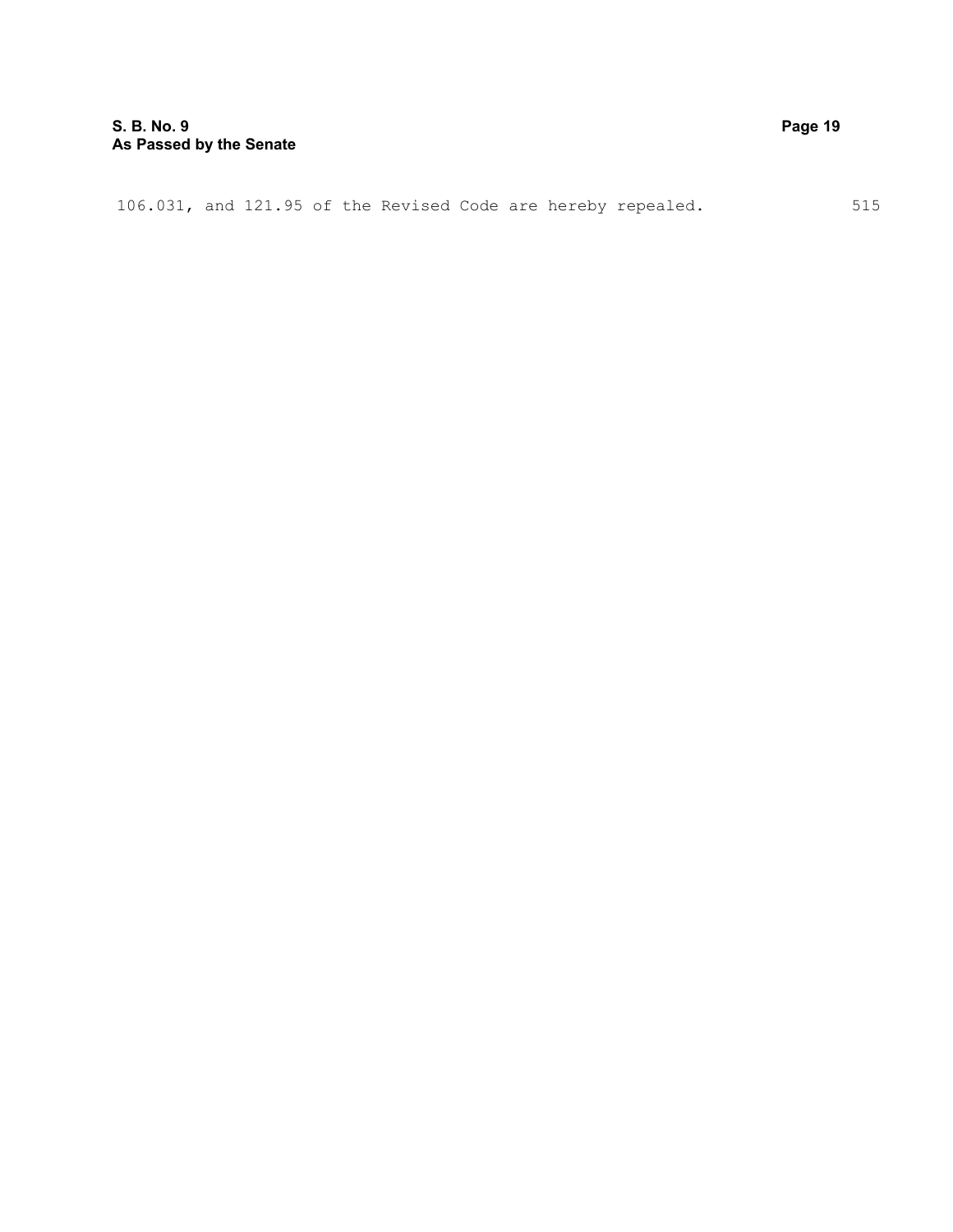106.031, and 121.95 of the Revised Code are hereby repealed. 515